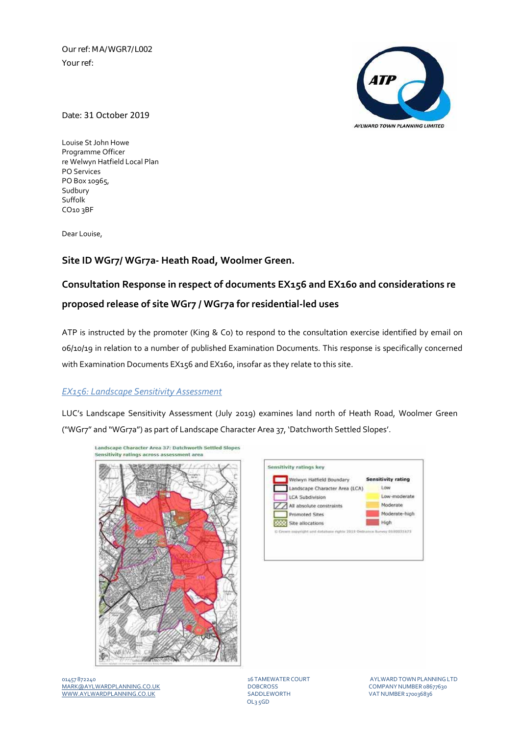Our ref: MA/WGR7/L002

Your ref:

Date: 31 October 2019

Louise St John Howe
Programme Officer
re Welwyn Hatfield Local Plan
PO Services
PO Box 10965,
Sudbury
Suffolk
CO10 3BF

Dear Louise,

## Site ID WGr7/ WGr7a- Heath Road, Woolmer Green.

## Consultation Response in respect of documents EX156 and EX160 and considerations re proposed release of site WGr7 / WGr7a for residential-led uses

ATP is instructed by the promoter (King & Co) to respond to the consultation exercise identified by email on 06/10/19 in relation to a number of published Examination Documents. This response is specifically concerned with Examination Documents EX156 and EX160, insofar as they relate to this site.

### *EX156: Landscape Sensitivity Assessment*

LUC's Landscape Sensitivity Assessment (July 2019) examines land north of Heath Road, Woolmer Green ("WGr7" and "WGr7a") as part of Landscape Character Area 37, 'Datchworth Settled Slopes'.

Landscape Character Area 37: Datchworth Settled Slopes
Sensitivity ratings across assessment area

| Sensitivity ratings key | Sensitivity rating |
|---|---|
| Welwyn Hatfield Boundary | Low |
| Landscape Character Area (LCA) | Low-moderate |
| LCA Subdivision | Moderate |
| All absolute constraints | Moderate-high |
| Promoted Sites | High |
| Site allocations | |

© Crown copyright and database rights 2019 Ordnance Survey 0100031673

01457 872240
MARK@AYLWARDPLANNING.CO.UK
WWW.AYLWARDPLANNING.CO.UK

16 TAMEWATER COURT
DOBCROSS
SADDLEWORTH
OL3 5GD

AYLWARD TOWN PLANNING LTD
COMPANY NUMBER 08677630
VAT NUMBER 170036836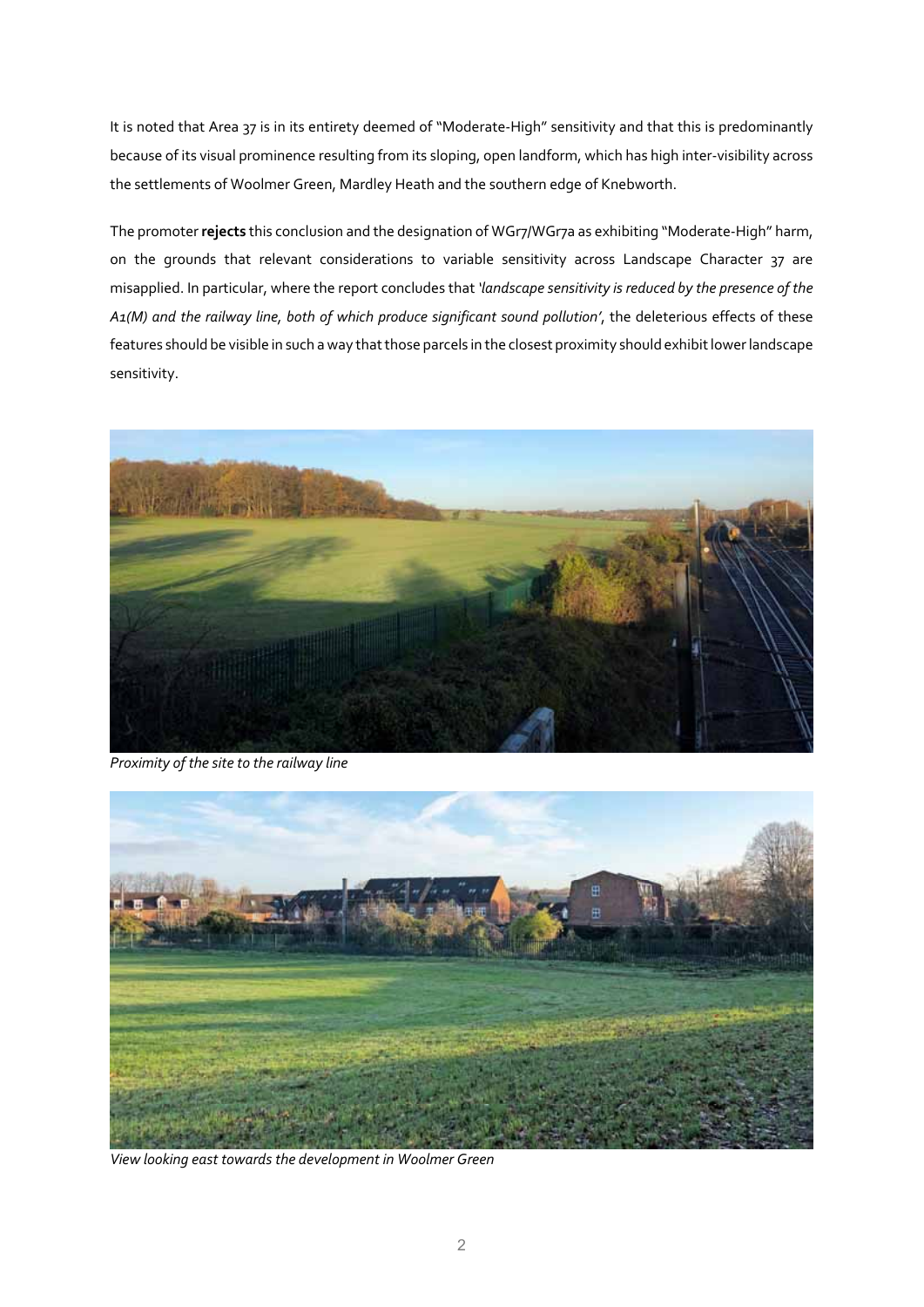It is noted that Area 37 is in its entirety deemed of "Moderate-High" sensitivity and that this is predominantly because of its visual prominence resulting from its sloping, open landform, which has high inter-visibility across the settlements of Woolmer Green, Mardley Heath and the southern edge of Knebworth.

The promoter **rejects** this conclusion and the designation of WGr7/WGr7a as exhibiting "Moderate-High" harm, on the grounds that relevant considerations to variable sensitivity across Landscape Character 37 are misapplied. In particular, where the report concludes that *'landscape sensitivity is reduced by the presence of the A1(M) and the railway line, both of which produce significant sound pollution'*, the deleterious effects of these features should be visible in such a way that those parcels in the closest proximity should exhibit lower landscape sensitivity.

*Proximity of the site to the railway line*

*View looking east towards the development in Woolmer Green*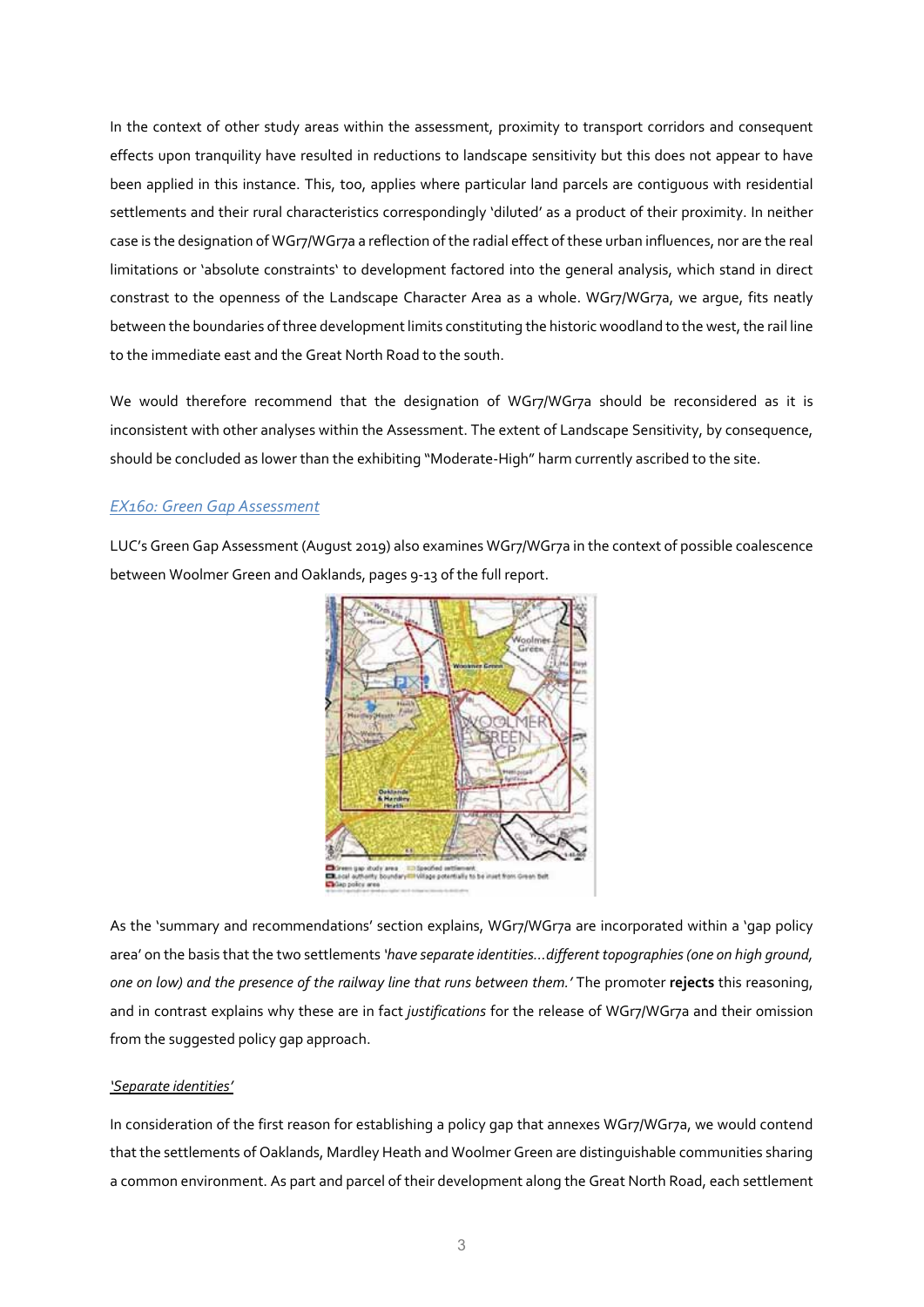In the context of other study areas within the assessment, proximity to transport corridors and consequent effects upon tranquility have resulted in reductions to landscape sensitivity but this does not appear to have been applied in this instance. This, too, applies where particular land parcels are contiguous with residential settlements and their rural characteristics correspondingly 'diluted' as a product of their proximity. In neither case is the designation of WGr7/WGr7a a reflection of the radial effect of these urban influences, nor are the real limitations or 'absolute constraints' to development factored into the general analysis, which stand in direct constrast to the openness of the Landscape Character Area as a whole. WGr7/WGr7a, we argue, fits neatly between the boundaries of three development limits constituting the historic woodland to the west, the rail line to the immediate east and the Great North Road to the south.

We would therefore recommend that the designation of WGr7/WGr7a should be reconsidered as it is inconsistent with other analyses within the Assessment. The extent of Landscape Sensitivity, by consequence, should be concluded as lower than the exhibiting "Moderate-High" harm currently ascribed to the site.

*EX160: Green Gap Assessment*

LUC's Green Gap Assessment (August 2019) also examines WGr7/WGr7a in the context of possible coalescence between Woolmer Green and Oaklands, pages 9-13 of the full report.

As the 'summary and recommendations' section explains, WGr7/WGr7a are incorporated within a 'gap policy area' on the basis that the two settlements *'have separate identities…different topographies (one on high ground, one on low) and the presence of the railway line that runs between them.'* The promoter **rejects** this reasoning, and in contrast explains why these are in fact *justifications* for the release of WGr7/WGr7a and their omission from the suggested policy gap approach.

*'Separate identities'*

In consideration of the first reason for establishing a policy gap that annexes WGr7/WGr7a, we would contend that the settlements of Oaklands, Mardley Heath and Woolmer Green are distinguishable communities sharing a common environment. As part and parcel of their development along the Great North Road, each settlement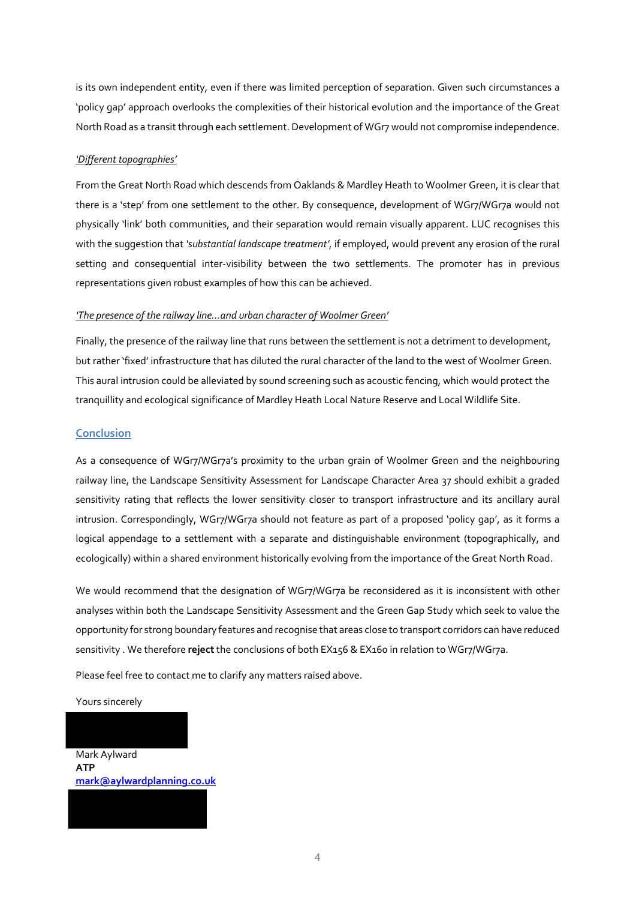is its own independent entity, even if there was limited perception of separation. Given such circumstances a 'policy gap' approach overlooks the complexities of their historical evolution and the importance of the Great North Road as a transit through each settlement. Development of WGr7 would not compromise independence.

*'Different topographies'*

From the Great North Road which descends from Oaklands & Mardley Heath to Woolmer Green, it is clear that there is a 'step' from one settlement to the other. By consequence, development of WGr7/WGr7a would not physically 'link' both communities, and their separation would remain visually apparent. LUC recognises this with the suggestion that *'substantial landscape treatment'*, if employed, would prevent any erosion of the rural setting and consequential inter-visibility between the two settlements. The promoter has in previous representations given robust examples of how this can be achieved.

*'The presence of the railway line…and urban character of Woolmer Green'*

Finally, the presence of the railway line that runs between the settlement is not a detriment to development, but rather 'fixed' infrastructure that has diluted the rural character of the land to the west of Woolmer Green. This aural intrusion could be alleviated by sound screening such as acoustic fencing, which would protect the tranquillity and ecological significance of Mardley Heath Local Nature Reserve and Local Wildlife Site.

## Conclusion

As a consequence of WGr7/WGr7a's proximity to the urban grain of Woolmer Green and the neighbouring railway line, the Landscape Sensitivity Assessment for Landscape Character Area 37 should exhibit a graded sensitivity rating that reflects the lower sensitivity closer to transport infrastructure and its ancillary aural intrusion. Correspondingly, WGr7/WGr7a should not feature as part of a proposed 'policy gap', as it forms a logical appendage to a settlement with a separate and distinguishable environment (topographically, and ecologically) within a shared environment historically evolving from the importance of the Great North Road.

We would recommend that the designation of WGr7/WGr7a be reconsidered as it is inconsistent with other analyses within both the Landscape Sensitivity Assessment and the Green Gap Study which seek to value the opportunity for strong boundary features and recognise that areas close to transport corridors can have reduced sensitivity . We therefore **reject** the conclusions of both EX156 & EX160 in relation to WGr7/WGr7a.

Please feel free to contact me to clarify any matters raised above.

Yours sincerely

Mark Aylward
**ATP**
**mark@aylwardplanning.co.uk**